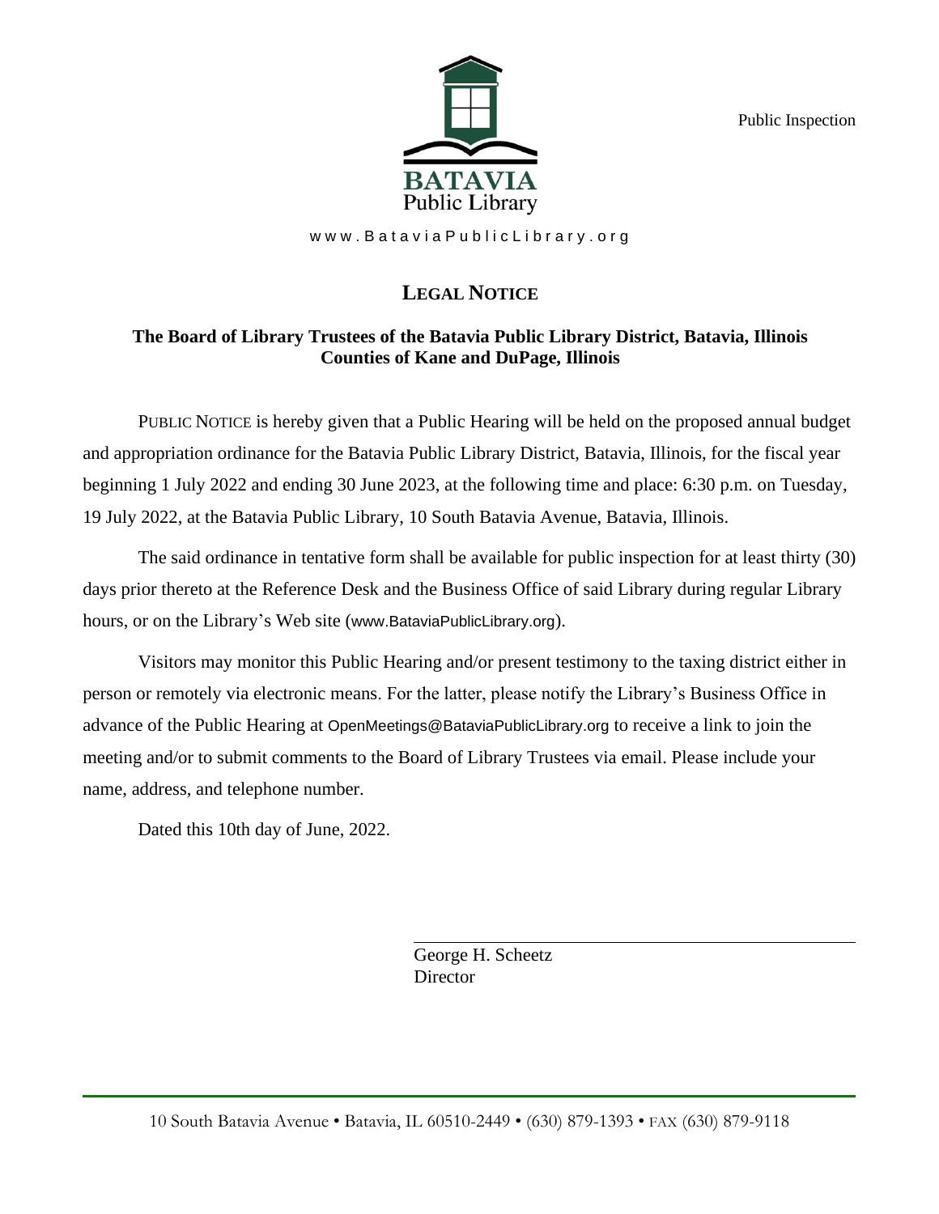Public Inspection

BATAVIA
Public Library

www.BataviaPublicLibrary.org

# LEGAL NOTICE

**The Board of Library Trustees of the Batavia Public Library District, Batavia, Illinois**
**Counties of Kane and DuPage, Illinois**

PUBLIC NOTICE is hereby given that a Public Hearing will be held on the proposed annual budget and appropriation ordinance for the Batavia Public Library District, Batavia, Illinois, for the fiscal year beginning 1 July 2022 and ending 30 June 2023, at the following time and place: 6:30 p.m. on Tuesday, 19 July 2022, at the Batavia Public Library, 10 South Batavia Avenue, Batavia, Illinois.

The said ordinance in tentative form shall be available for public inspection for at least thirty (30) days prior thereto at the Reference Desk and the Business Office of said Library during regular Library hours, or on the Library's Web site (www.BataviaPublicLibrary.org).

Visitors may monitor this Public Hearing and/or present testimony to the taxing district either in person or remotely via electronic means. For the latter, please notify the Library's Business Office in advance of the Public Hearing at OpenMeetings@BataviaPublicLibrary.org to receive a link to join the meeting and/or to submit comments to the Board of Library Trustees via email. Please include your name, address, and telephone number.

Dated this 10th day of June, 2022.

George H. Scheetz
Director

10 South Batavia Avenue • Batavia, IL 60510-2449 • (630) 879-1393 • FAX (630) 879-9118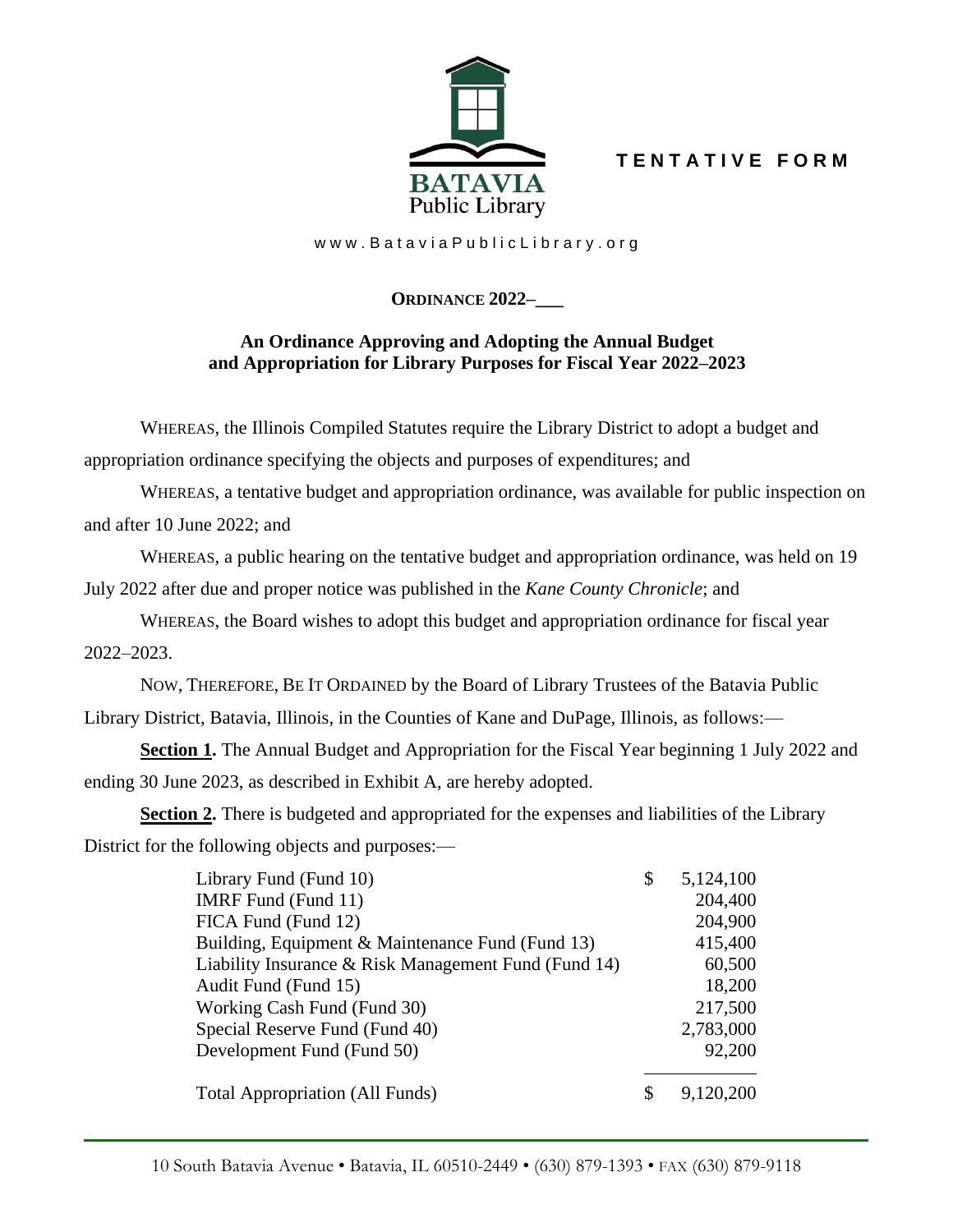BATAVIA Public Library

**TENTATIVE FORM**

www.BataviaPublicLibrary.org

**ORDINANCE 2022–\_\_\_**

**An Ordinance Approving and Adopting the Annual Budget and Appropriation for Library Purposes for Fiscal Year 2022–2023**

WHEREAS, the Illinois Compiled Statutes require the Library District to adopt a budget and appropriation ordinance specifying the objects and purposes of expenditures; and

WHEREAS, a tentative budget and appropriation ordinance, was available for public inspection on and after 10 June 2022; and

WHEREAS, a public hearing on the tentative budget and appropriation ordinance, was held on 19 July 2022 after due and proper notice was published in the *Kane County Chronicle*; and

WHEREAS, the Board wishes to adopt this budget and appropriation ordinance for fiscal year 2022–2023.

NOW, THEREFORE, BE IT ORDAINED by the Board of Library Trustees of the Batavia Public Library District, Batavia, Illinois, in the Counties of Kane and DuPage, Illinois, as follows:—

**Section 1.** The Annual Budget and Appropriation for the Fiscal Year beginning 1 July 2022 and ending 30 June 2023, as described in Exhibit A, are hereby adopted.

**Section 2.** There is budgeted and appropriated for the expenses and liabilities of the Library District for the following objects and purposes:—

| Fund | Amount |
|---|---|
| Library Fund (Fund 10) | $ 5,124,100 |
| IMRF Fund (Fund 11) | 204,400 |
| FICA Fund (Fund 12) | 204,900 |
| Building, Equipment & Maintenance Fund (Fund 13) | 415,400 |
| Liability Insurance & Risk Management Fund (Fund 14) | 60,500 |
| Audit Fund (Fund 15) | 18,200 |
| Working Cash Fund (Fund 30) | 217,500 |
| Special Reserve Fund (Fund 40) | 2,783,000 |
| Development Fund (Fund 50) | 92,200 |
| Total Appropriation (All Funds) | $ 9,120,200 |

10 South Batavia Avenue • Batavia, IL 60510-2449 • (630) 879-1393 • FAX (630) 879-9118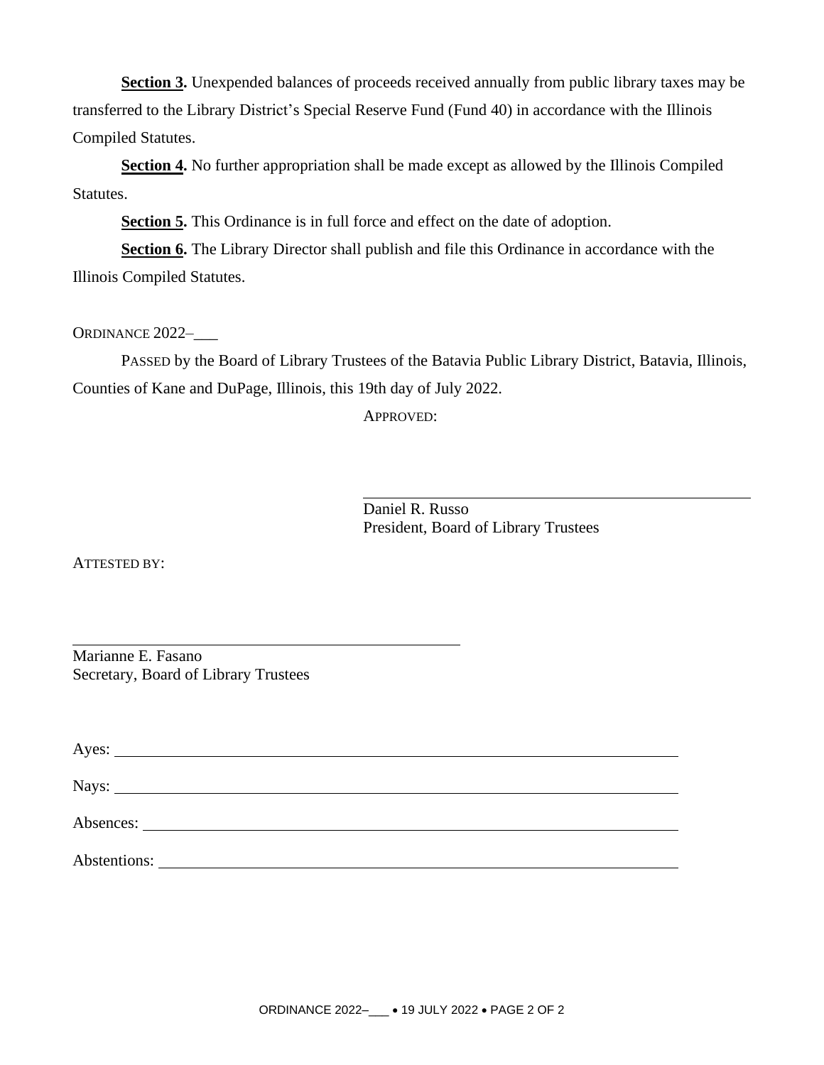**Section 3.** Unexpended balances of proceeds received annually from public library taxes may be transferred to the Library District's Special Reserve Fund (Fund 40) in accordance with the Illinois Compiled Statutes.

**Section 4.** No further appropriation shall be made except as allowed by the Illinois Compiled Statutes.

**Section 5.** This Ordinance is in full force and effect on the date of adoption.

**Section 6.** The Library Director shall publish and file this Ordinance in accordance with the Illinois Compiled Statutes.

ORDINANCE 2022–___

PASSED by the Board of Library Trustees of the Batavia Public Library District, Batavia, Illinois, Counties of Kane and DuPage, Illinois, this 19th day of July 2022.

APPROVED:

______________________________

Daniel R. Russo
President, Board of Library Trustees

ATTESTED BY:

______________________________

Marianne E. Fasano
Secretary, Board of Library Trustees

Ayes: ______________________________

Nays: ______________________________

Absences: ______________________________

Abstentions: ______________________________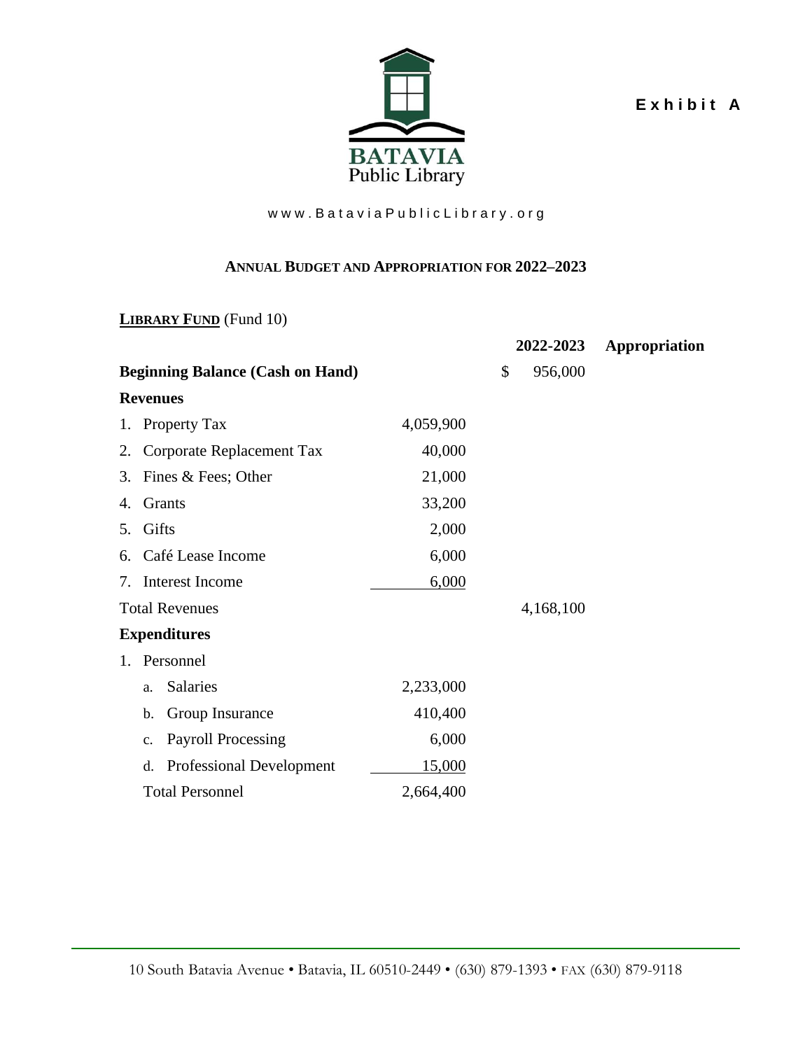Exhibit A

BATAVIA Public Library

www.BataviaPublicLibrary.org

**ANNUAL BUDGET AND APPROPRIATION FOR 2022–2023**

**LIBRARY FUND** (Fund 10)

| | | 2022-2023 | Appropriation |
|---|---|---|---|
| **Beginning Balance (Cash on Hand)** | | $ 956,000 | |
| **Revenues** | | | |
| 1. Property Tax | 4,059,900 | | |
| 2. Corporate Replacement Tax | 40,000 | | |
| 3. Fines & Fees; Other | 21,000 | | |
| 4. Grants | 33,200 | | |
| 5. Gifts | 2,000 | | |
| 6. Café Lease Income | 6,000 | | |
| 7. Interest Income | 6,000 | | |
| Total Revenues | | 4,168,100 | |
| **Expenditures** | | | |
| 1. Personnel | | | |
| a. Salaries | 2,233,000 | | |
| b. Group Insurance | 410,400 | | |
| c. Payroll Processing | 6,000 | | |
| d. Professional Development | 15,000 | | |
| Total Personnel | 2,664,400 | | |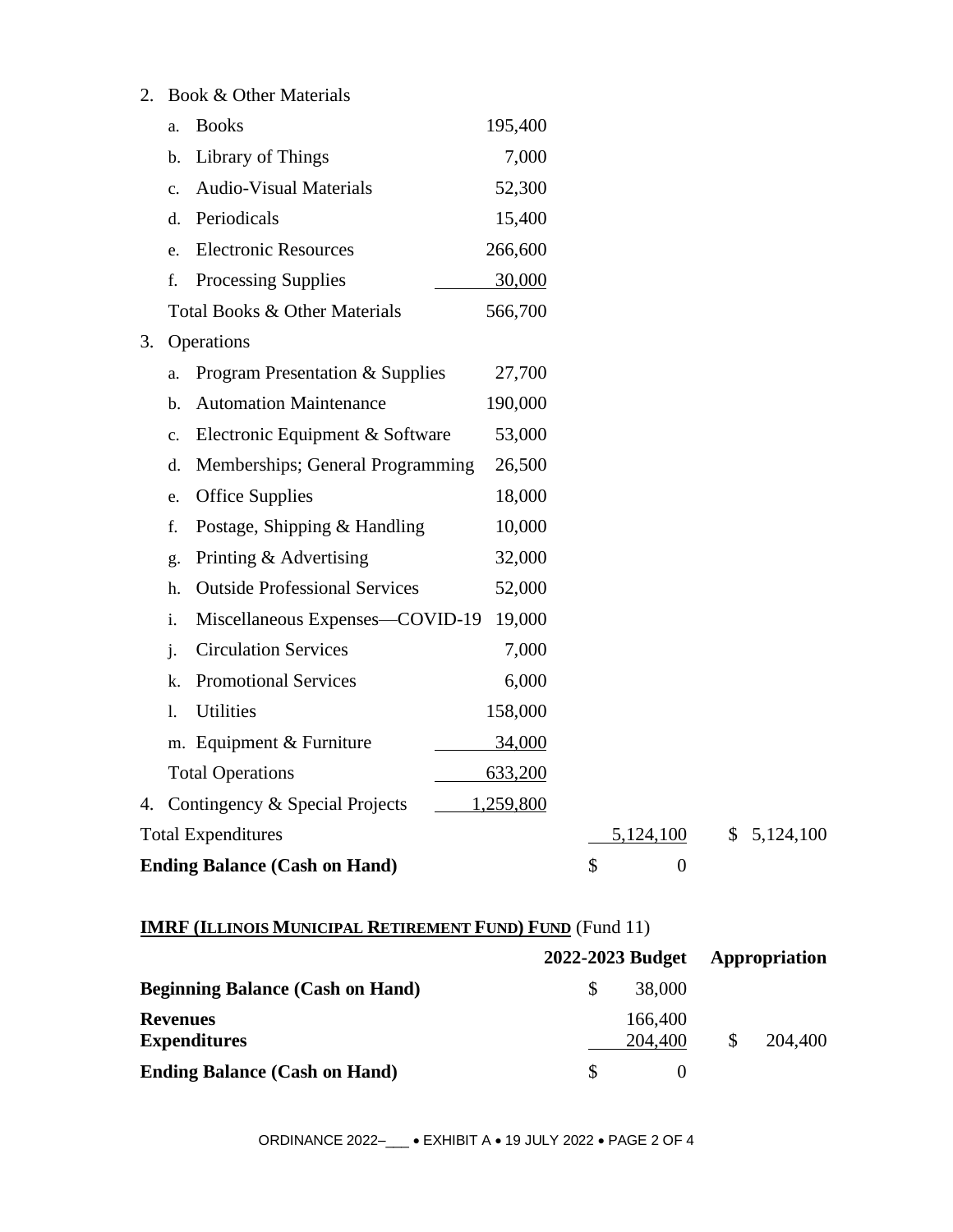| | | | |
|---|---|---|---|
| 2. Book & Other Materials | | | |
| a. Books | 195,400 | | |
| b. Library of Things | 7,000 | | |
| c. Audio-Visual Materials | 52,300 | | |
| d. Periodicals | 15,400 | | |
| e. Electronic Resources | 266,600 | | |
| f. Processing Supplies | 30,000 | | |
| Total Books & Other Materials | 566,700 | | |
| 3. Operations | | | |
| a. Program Presentation & Supplies | 27,700 | | |
| b. Automation Maintenance | 190,000 | | |
| c. Electronic Equipment & Software | 53,000 | | |
| d. Memberships; General Programming | 26,500 | | |
| e. Office Supplies | 18,000 | | |
| f. Postage, Shipping & Handling | 10,000 | | |
| g. Printing & Advertising | 32,000 | | |
| h. Outside Professional Services | 52,000 | | |
| i. Miscellaneous Expenses—COVID-19 | 19,000 | | |
| j. Circulation Services | 7,000 | | |
| k. Promotional Services | 6,000 | | |
| l. Utilities | 158,000 | | |
| m. Equipment & Furniture | 34,000 | | |
| Total Operations | 633,200 | | |
| 4. Contingency & Special Projects | 1,259,800 | | |
| Total Expenditures | | 5,124,100 | $ 5,124,100 |
| **Ending Balance (Cash on Hand)** | | $ 0 | |

**IMRF (ILLINOIS MUNICIPAL RETIREMENT FUND) FUND** (Fund 11)

| | 2022-2023 Budget | Appropriation |
|---|---|---|
| **Beginning Balance (Cash on Hand)** | $ 38,000 | |
| **Revenues** | 166,400 | |
| **Expenditures** | 204,400 | $ 204,400 |
| **Ending Balance (Cash on Hand)** | $ 0 | |

ORDINANCE 2022–___ • EXHIBIT A • 19 JULY 2022 • PAGE 2 OF 4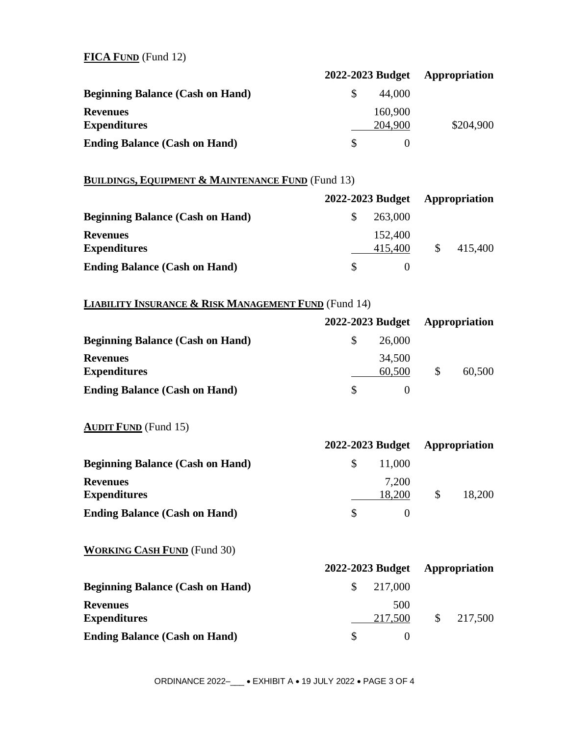**FICA FUND** (Fund 12)

| | 2022-2023 Budget | Appropriation |
|---|---|---|
| **Beginning Balance (Cash on Hand)** | $ 44,000 | |
| **Revenues** | 160,900 | |
| **Expenditures** | 204,900 | $204,900 |
| **Ending Balance (Cash on Hand)** | $ 0 | |

**BUILDINGS, EQUIPMENT & MAINTENANCE FUND** (Fund 13)

| | 2022-2023 Budget | Appropriation |
|---|---|---|
| **Beginning Balance (Cash on Hand)** | $ 263,000 | |
| **Revenues** | 152,400 | |
| **Expenditures** | 415,400 | $ 415,400 |
| **Ending Balance (Cash on Hand)** | $ 0 | |

**LIABILITY INSURANCE & RISK MANAGEMENT FUND** (Fund 14)

| | 2022-2023 Budget | Appropriation |
|---|---|---|
| **Beginning Balance (Cash on Hand)** | $ 26,000 | |
| **Revenues** | 34,500 | |
| **Expenditures** | 60,500 | $ 60,500 |
| **Ending Balance (Cash on Hand)** | $ 0 | |

**AUDIT FUND** (Fund 15)

| | 2022-2023 Budget | Appropriation |
|---|---|---|
| **Beginning Balance (Cash on Hand)** | $ 11,000 | |
| **Revenues** | 7,200 | |
| **Expenditures** | 18,200 | $ 18,200 |
| **Ending Balance (Cash on Hand)** | $ 0 | |

**WORKING CASH FUND** (Fund 30)

| | 2022-2023 Budget | Appropriation |
|---|---|---|
| **Beginning Balance (Cash on Hand)** | $ 217,000 | |
| **Revenues** | 500 | |
| **Expenditures** | 217,500 | $ 217,500 |
| **Ending Balance (Cash on Hand)** | $ 0 | |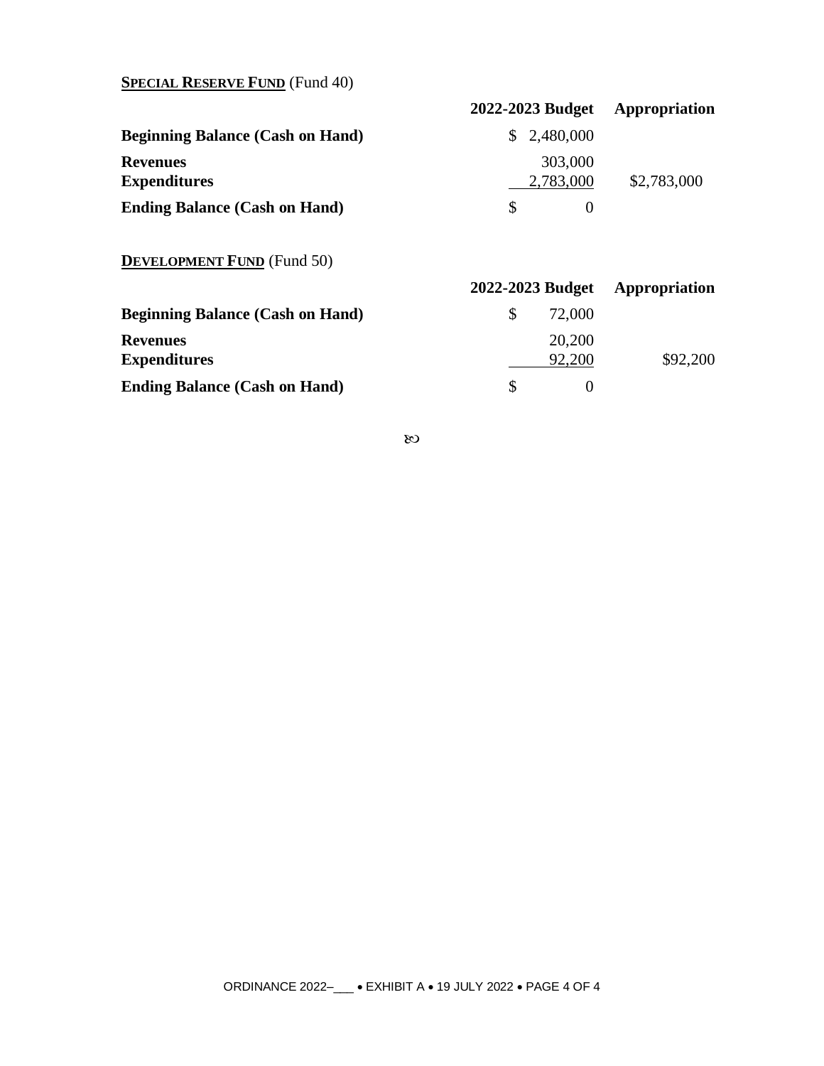**SPECIAL RESERVE FUND** (Fund 40)

| | 2022-2023 Budget | Appropriation |
|---|---|---|
| **Beginning Balance (Cash on Hand)** | $ 2,480,000 | |
| **Revenues** | 303,000 | |
| **Expenditures** | 2,783,000 | $2,783,000 |
| **Ending Balance (Cash on Hand)** | $ 0 | |

**DEVELOPMENT FUND** (Fund 50)

| | 2022-2023 Budget | Appropriation |
|---|---|---|
| **Beginning Balance (Cash on Hand)** | $ 72,000 | |
| **Revenues** | 20,200 | |
| **Expenditures** | 92,200 | $92,200 |
| **Ending Balance (Cash on Hand)** | $ 0 | |

ꟹ